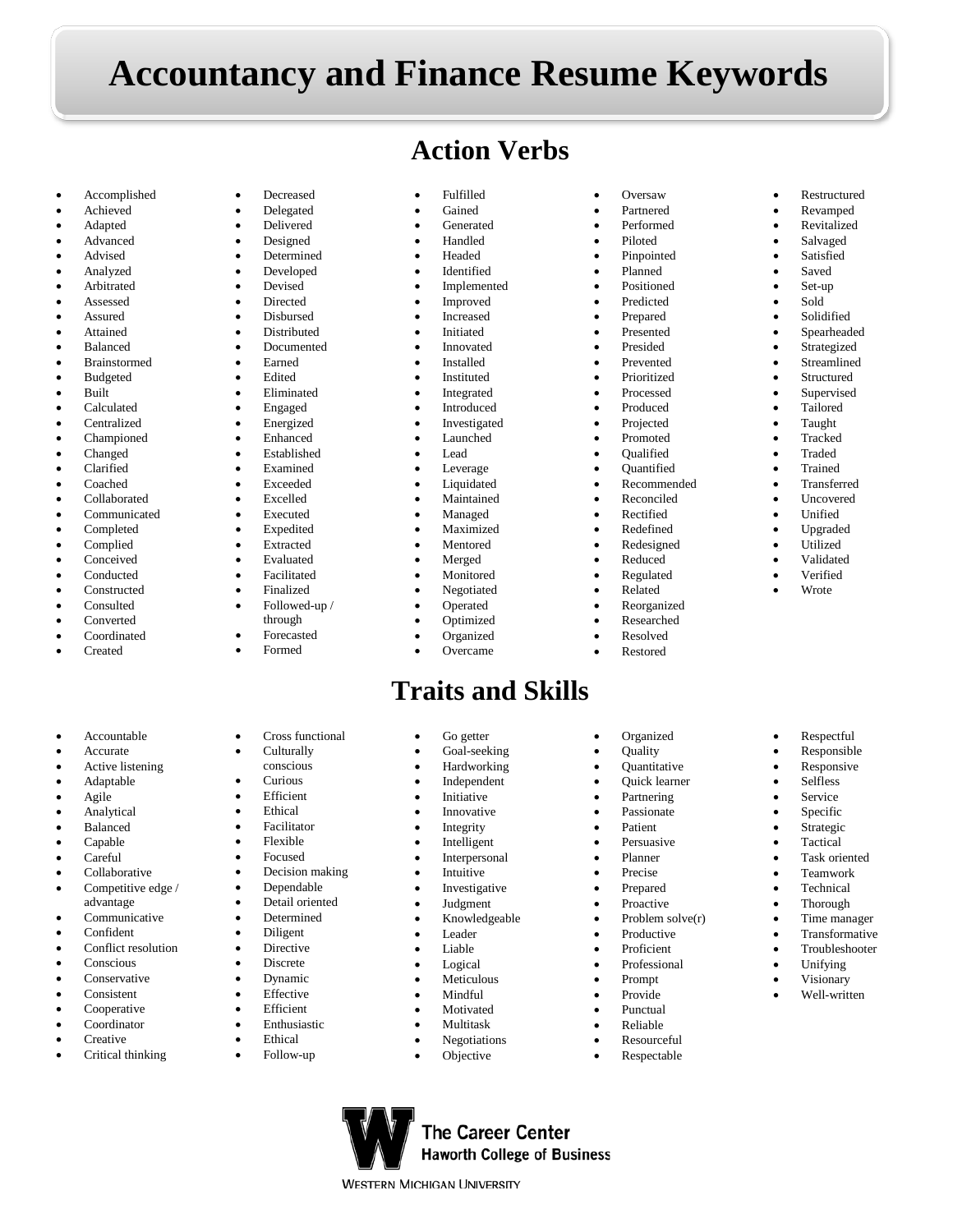# Accountancy and Finance Resume Keywords

## Action Verbs

- Accomplished
- Achieved
- Adapted
- Advanced
- Advised
- Analyzed
- Arbitrated
- Assessed
- Assured
- Attained
- Balanced
- Brainstormed
- Budgeted
- Built
- Calculated
- Centralized
- Championed
- Changed
- Clarified
- Coached
- Collaborated
- Communicated
- Completed
- Complied
- Conceived
- Conducted
- Constructed
- Consulted
- Converted
- Coordinated
- Created
- Decreased
- Delegated
- Delivered
- Designed
- Determined
- Developed
- Devised
- Directed
- Disbursed
- Distributed
- Documented
- Earned
- Edited
- Eliminated
- Engaged
- Energized
- Enhanced
- Established
- Examined
- Exceeded
- Excelled
- Executed
- Expedited
- Extracted
- Evaluated
- Facilitated
- Finalized
- Followed-up / through
- Forecasted
- Formed
- Fulfilled
- Gained
- Generated
- Handled
- Headed
- Identified
- Implemented
- Improved
- Increased
- Initiated
- Innovated
- Installed
- Instituted
- Integrated
- Introduced
- Investigated
- Launched
- Lead
- Leverage
- Liquidated
- Maintained
- Managed
- Maximized
- Mentored
- Merged
- Monitored
- Negotiated
- Operated
- Optimized
- Organized
- Overcame
- Oversaw
- Partnered
- Performed
- Piloted
- Pinpointed
- Planned
- Positioned
- Predicted
- Prepared
- Presented
- Presided
- Prevented
- Prioritized
- Processed
- Produced
- Projected
- Promoted
- Qualified
- Quantified
- Recommended
- Reconciled
- Rectified
- Redefined
- Redesigned
- Reduced
- Regulated
- Related
- Reorganized
- Researched
- Resolved
- Restored
- Restructured
- Revamped
- Revitalized
- Salvaged
- Satisfied
- Saved
- Set-up
- Sold
- Solidified
- Spearheaded
- Strategized
- Streamlined
- Structured
- Supervised
- Tailored
- Taught
- Tracked
- Traded
- Trained
- Transferred
- Uncovered
- Unified
- Upgraded
- Utilized
- Validated
- Verified
- Wrote

## Traits and Skills

- Accountable
- Accurate
- Active listening
- Adaptable
- Agile
- Analytical
- Balanced
- Capable
- Careful
- Collaborative
- Competitive edge / advantage
- Communicative
- Confident
- Conflict resolution
- Conscious
- Conservative
- Consistent
- Cooperative
- Coordinator
- Creative
- Critical thinking
- Cross functional
- Culturally conscious
- Curious
- Efficient
- Ethical
- Facilitator
- Flexible
- Focused
- Decision making
- Dependable
- Detail oriented
- Determined
- Diligent
- Directive
- Discrete
- Dynamic
- Effective
- Efficient
- Enthusiastic
- Ethical
- Follow-up
- Go getter
- Goal-seeking
- Hardworking
- Independent
- Initiative
- Innovative
- Integrity
- Intelligent
- Interpersonal
- Intuitive
- Investigative
- Judgment
- Knowledgeable
- Leader
- Liable
- Logical
- Meticulous
- Mindful
- Motivated
- Multitask
- Negotiations
- Objective
- Organized
- Quality
- Quantitative
- Quick learner
- Partnering
- Passionate
- Patient
- Persuasive
- Planner
- Precise
- Prepared
- Proactive
- Problem solve(r)
- Productive
- Proficient
- Professional
- Prompt
- Provide
- Punctual
- Reliable
- Resourceful
- Respectable
- Respectful
- Responsible
- Responsive
- Selfless
- Service
- Specific
- Strategic
- Tactical
- Task oriented
- Teamwork
- Technical
- Thorough
- Time manager
- Transformative
- Troubleshooter
- Unifying
- Visionary
- Well-written

The Career Center
Haworth College of Business
Western Michigan University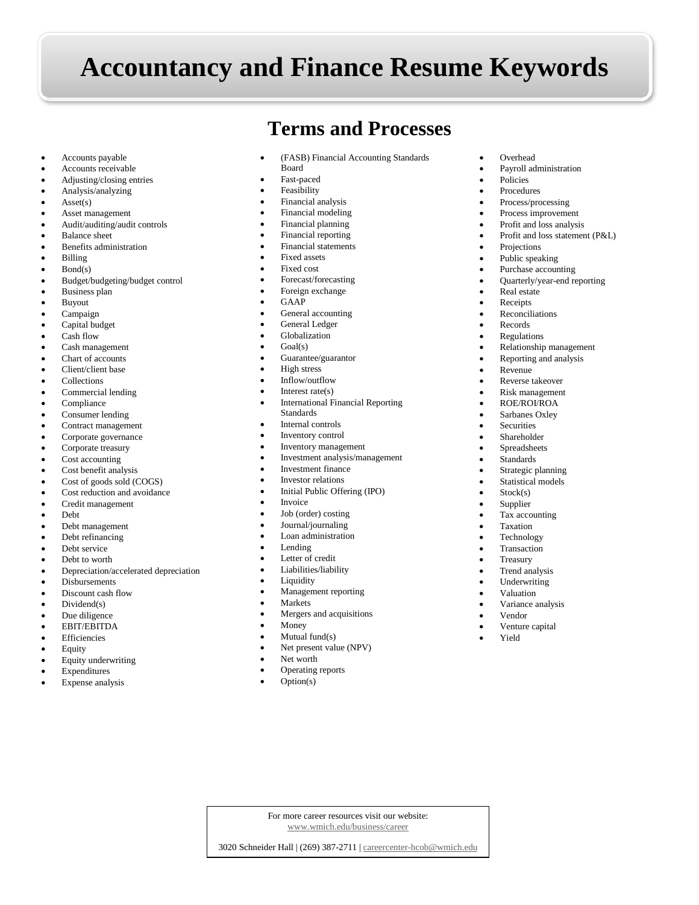# Accountancy and Finance Resume Keywords

## Terms and Processes

- Accounts payable
- Accounts receivable
- Adjusting/closing entries
- Analysis/analyzing
- Asset(s)
- Asset management
- Audit/auditing/audit controls
- Balance sheet
- Benefits administration
- Billing
- Bond(s)
- Budget/budgeting/budget control
- Business plan
- Buyout
- Campaign
- Capital budget
- Cash flow
- Cash management
- Chart of accounts
- Client/client base
- Collections
- Commercial lending
- Compliance
- Consumer lending
- Contract management
- Corporate governance
- Corporate treasury
- Cost accounting
- Cost benefit analysis
- Cost of goods sold (COGS)
- Cost reduction and avoidance
- Credit management
- Debt
- Debt management
- Debt refinancing
- Debt service
- Debt to worth
- Depreciation/accelerated depreciation
- Disbursements
- Discount cash flow
- Dividend(s)
- Due diligence
- EBIT/EBITDA
- Efficiencies
- Equity
- Equity underwriting
- Expenditures
- Expense analysis
- (FASB) Financial Accounting Standards Board
- Fast-paced
- Feasibility
- Financial analysis
- Financial modeling
- Financial planning
- Financial reporting
- Financial statements
- Fixed assets
- Fixed cost
- Forecast/forecasting
- Foreign exchange
- GAAP
- General accounting
- General Ledger
- Globalization
- Goal(s)
- Guarantee/guarantor
- High stress
- Inflow/outflow
- Interest rate(s)
- International Financial Reporting Standards
- Internal controls
- Inventory control
- Inventory management
- Investment analysis/management
- Investment finance
- Investor relations
- Initial Public Offering (IPO)
- Invoice
- Job (order) costing
- Journal/journaling
- Loan administration
- Lending
- Letter of credit
- Liabilities/liability
- Liquidity
- Management reporting
- Markets
- Mergers and acquisitions
- Money
- Mutual fund(s)
- Net present value (NPV)
- Net worth
- Operating reports
- Option(s)
- Overhead
- Payroll administration
- Policies
- Procedures
- Process/processing
- Process improvement
- Profit and loss analysis
- Profit and loss statement (P&L)
- Projections
- Public speaking
- Purchase accounting
- Quarterly/year-end reporting
- Real estate
- Receipts
- Reconciliations
- Records
- Regulations
- Relationship management
- Reporting and analysis
- Revenue
- Reverse takeover
- Risk management
- ROE/ROI/ROA
- Sarbanes Oxley
- Securities
- Shareholder
- Spreadsheets
- Standards
- Strategic planning
- Statistical models
- Stock(s)
- Supplier
- Tax accounting
- Taxation
- Technology
- Transaction
- Treasury
- Trend analysis
- Underwriting
- Valuation
- Variance analysis
- Vendor
- Venture capital
- Yield

For more career resources visit our website:
www.wmich.edu/business/career

3020 Schneider Hall | (269) 387-2711 | careercenter-hcob@wmich.edu